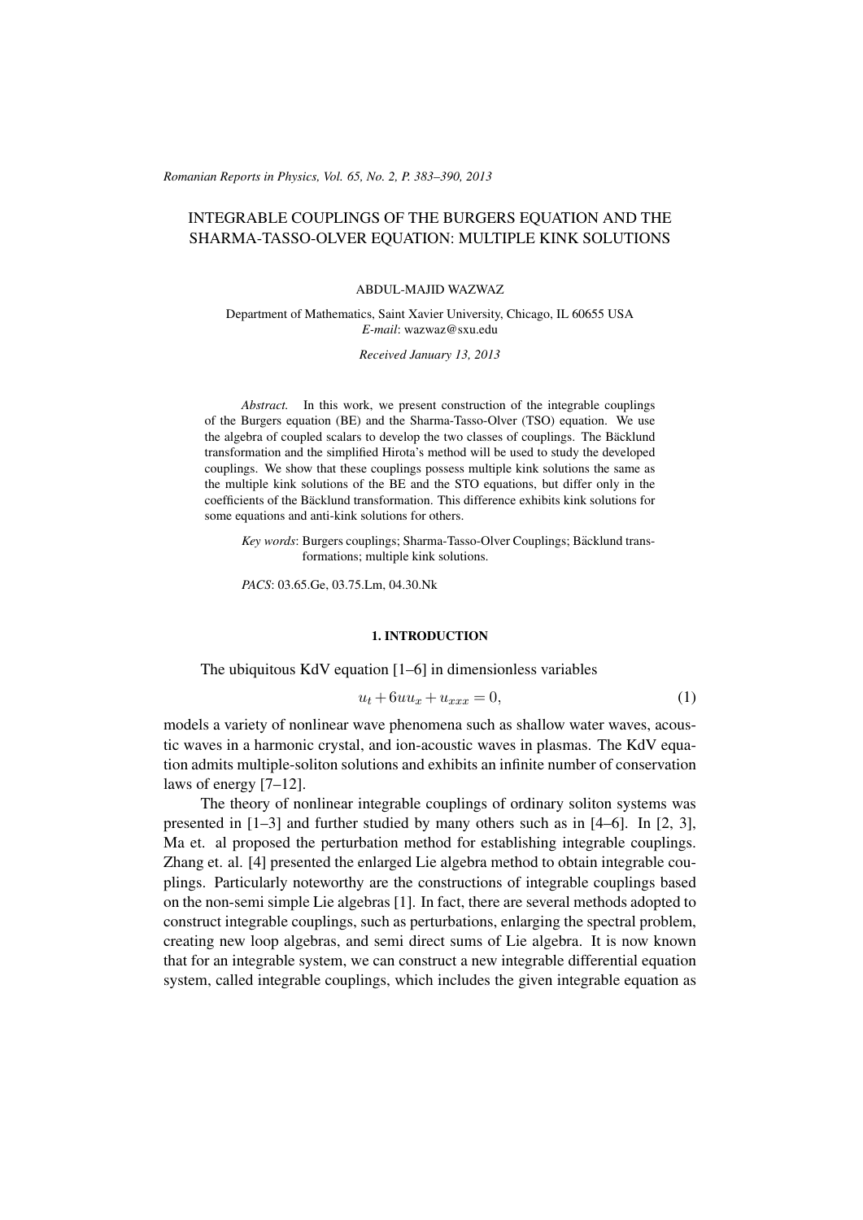# INTEGRABLE COUPLINGS OF THE BURGERS EQUATION AND THE SHARMA-TASSO-OLVER EQUATION: MULTIPLE KINK SOLUTIONS

ABDUL-MAJID WAZWAZ

Department of Mathematics, Saint Xavier University, Chicago, IL 60655 USA
*E-mail*: wazwaz@sxu.edu

*Received January 13, 2013*

*Abstract.* In this work, we present construction of the integrable couplings of the Burgers equation (BE) and the Sharma-Tasso-Olver (TSO) equation. We use the algebra of coupled scalars to develop the two classes of couplings. The Bäcklund transformation and the simplified Hirota's method will be used to study the developed couplings. We show that these couplings possess multiple kink solutions the same as the multiple kink solutions of the BE and the STO equations, but differ only in the coefficients of the Bäcklund transformation. This difference exhibits kink solutions for some equations and anti-kink solutions for others.

*Key words*: Burgers couplings; Sharma-Tasso-Olver Couplings; Bäcklund transformations; multiple kink solutions.

*PACS*: 03.65.Ge, 03.75.Lm, 04.30.Nk

## 1. INTRODUCTION

The ubiquitous KdV equation [1–6] in dimensionless variables

$$u_t + 6uu_x + u_{xxx} = 0, \tag{1}$$

models a variety of nonlinear wave phenomena such as shallow water waves, acoustic waves in a harmonic crystal, and ion-acoustic waves in plasmas. The KdV equation admits multiple-soliton solutions and exhibits an infinite number of conservation laws of energy [7–12].

The theory of nonlinear integrable couplings of ordinary soliton systems was presented in [1–3] and further studied by many others such as in [4–6]. In [2, 3], Ma et. al proposed the perturbation method for establishing integrable couplings. Zhang et. al. [4] presented the enlarged Lie algebra method to obtain integrable couplings. Particularly noteworthy are the constructions of integrable couplings based on the non-semi simple Lie algebras [1]. In fact, there are several methods adopted to construct integrable couplings, such as perturbations, enlarging the spectral problem, creating new loop algebras, and semi direct sums of Lie algebra. It is now known that for an integrable system, we can construct a new integrable differential equation system, called integrable couplings, which includes the given integrable equation as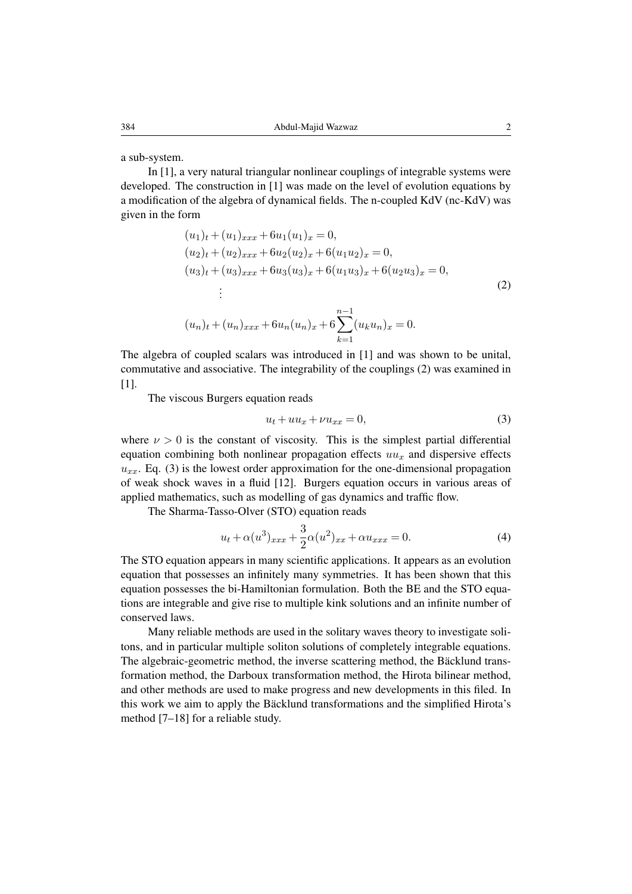a sub-system.

In [1], a very natural triangular nonlinear couplings of integrable systems were developed. The construction in [1] was made on the level of evolution equations by a modification of the algebra of dynamical fields. The n-coupled KdV (nc-KdV) was given in the form

$$
\begin{aligned}
&(u_1)_t + (u_1)_{xxx} + 6u_1(u_1)_x = 0,\\
&(u_2)_t + (u_2)_{xxx} + 6u_2(u_2)_x + 6(u_1u_2)_x = 0,\\
&(u_3)_t + (u_3)_{xxx} + 6u_3(u_3)_x + 6(u_1u_3)_x + 6(u_2u_3)_x = 0,\\
&\qquad \vdots\\
&(u_n)_t + (u_n)_{xxx} + 6u_n(u_n)_x + 6\sum_{k=1}^{n-1}(u_ku_n)_x = 0.
\end{aligned}
\tag{2}
$$

The algebra of coupled scalars was introduced in [1] and was shown to be unital, commutative and associative. The integrability of the couplings (2) was examined in [1].

The viscous Burgers equation reads

$$
u_t + uu_x + \nu u_{xx} = 0, \tag{3}
$$

where $\nu > 0$ is the constant of viscosity. This is the simplest partial differential equation combining both nonlinear propagation effects $uu_x$ and dispersive effects $u_{xx}$. Eq. (3) is the lowest order approximation for the one-dimensional propagation of weak shock waves in a fluid [12]. Burgers equation occurs in various areas of applied mathematics, such as modelling of gas dynamics and traffic flow.

The Sharma-Tasso-Olver (STO) equation reads

$$
u_t + \alpha(u^3)_{xxx} + \frac{3}{2}\alpha(u^2)_{xx} + \alpha u_{xxx} = 0. \tag{4}
$$

The STO equation appears in many scientific applications. It appears as an evolution equation that possesses an infinitely many symmetries. It has been shown that this equation possesses the bi-Hamiltonian formulation. Both the BE and the STO equations are integrable and give rise to multiple kink solutions and an infinite number of conserved laws.

Many reliable methods are used in the solitary waves theory to investigate solitons, and in particular multiple soliton solutions of completely integrable equations. The algebraic-geometric method, the inverse scattering method, the Bäcklund transformation method, the Darboux transformation method, the Hirota bilinear method, and other methods are used to make progress and new developments in this filed. In this work we aim to apply the Bäcklund transformations and the simplified Hirota's method [7–18] for a reliable study.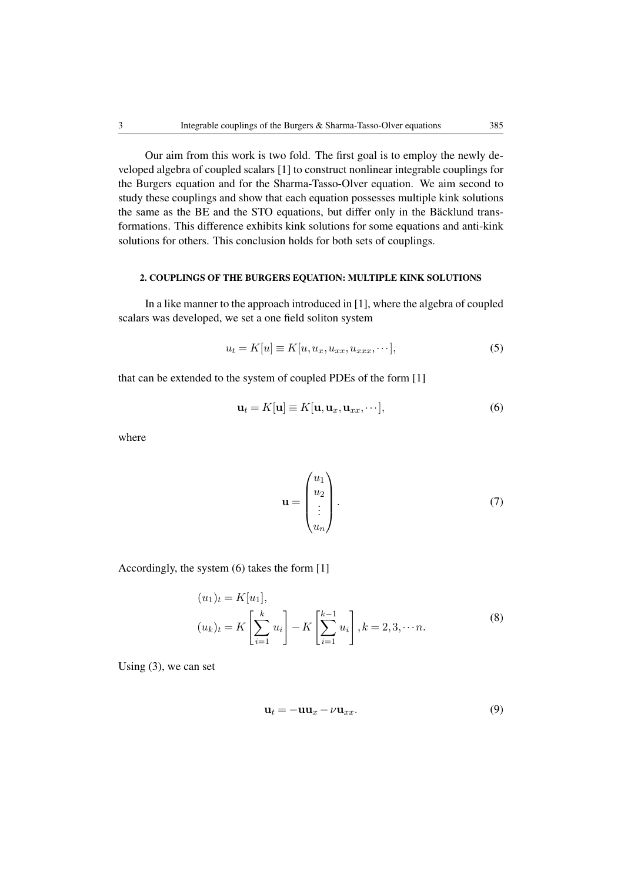Our aim from this work is two fold. The first goal is to employ the newly developed algebra of coupled scalars [1] to construct nonlinear integrable couplings for the Burgers equation and for the Sharma-Tasso-Olver equation. We aim second to study these couplings and show that each equation possesses multiple kink solutions the same as the BE and the STO equations, but differ only in the Bäcklund transformations. This difference exhibits kink solutions for some equations and anti-kink solutions for others. This conclusion holds for both sets of couplings.

## 2. COUPLINGS OF THE BURGERS EQUATION: MULTIPLE KINK SOLUTIONS

In a like manner to the approach introduced in [1], where the algebra of coupled scalars was developed, we set a one field soliton system

$$u_t = K[u] \equiv K[u, u_x, u_{xx}, u_{xxx}, \cdots], \tag{5}$$

that can be extended to the system of coupled PDEs of the form [1]

$$\mathbf{u}_t = K[\mathbf{u}] \equiv K[\mathbf{u}, \mathbf{u}_x, \mathbf{u}_{xx}, \cdots], \tag{6}$$

where

$$\mathbf{u} = \begin{pmatrix} u_1 \\ u_2 \\ \vdots \\ u_n \end{pmatrix}. \tag{7}$$

Accordingly, the system (6) takes the form [1]

$$\begin{aligned} (u_1)_t &= K[u_1], \\ (u_k)_t &= K\left[\sum_{i=1}^{k} u_i\right] - K\left[\sum_{i=1}^{k-1} u_i\right], k = 2, 3, \cdots n. \end{aligned} \tag{8}$$

Using (3), we can set

$$\mathbf{u}_t = -\mathbf{u}\mathbf{u}_x - \nu \mathbf{u}_{xx}. \tag{9}$$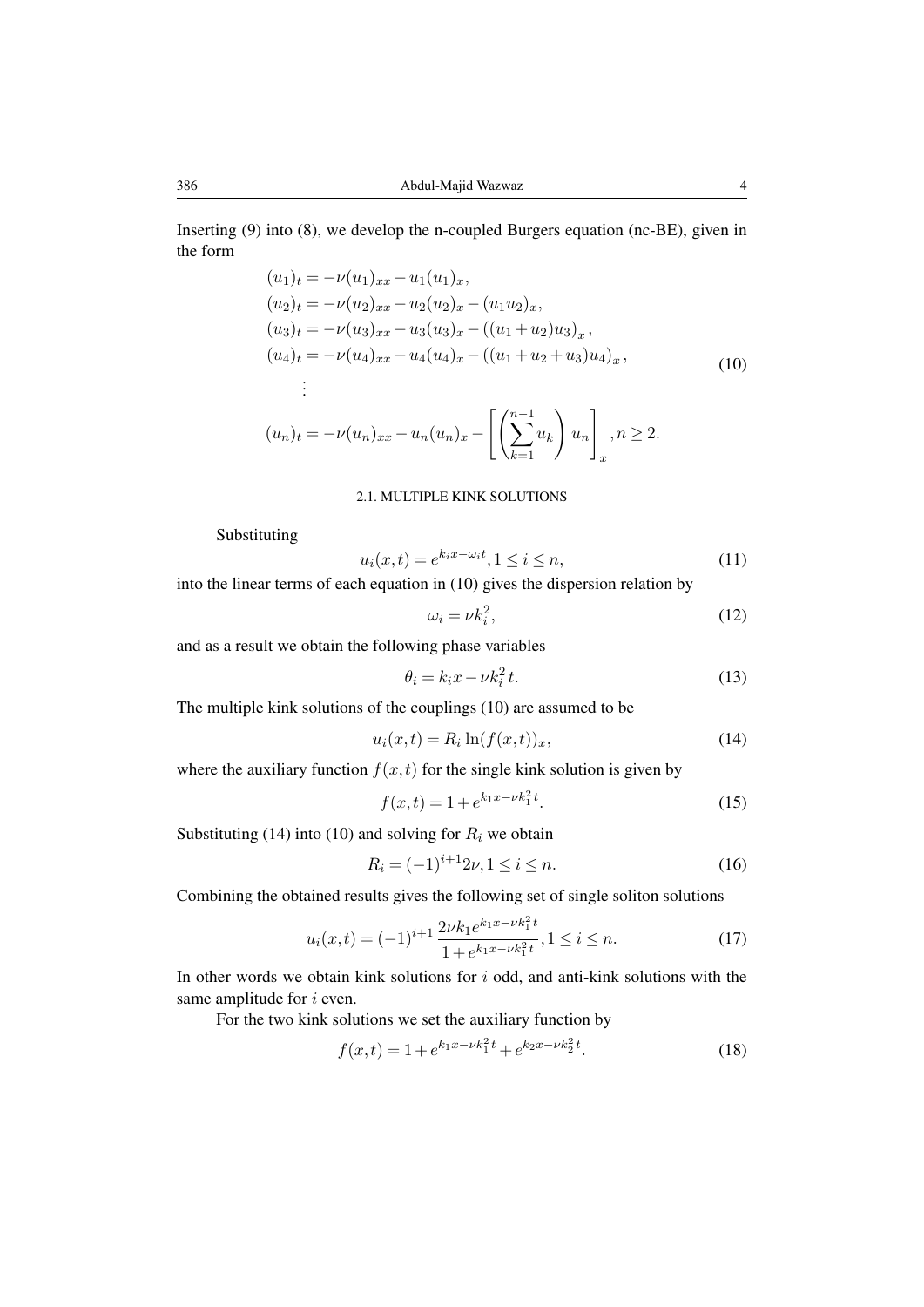Inserting (9) into (8), we develop the n-coupled Burgers equation (nc-BE), given in the form

$$
\begin{aligned}
&(u_1)_t = -\nu(u_1)_{xx} - u_1(u_1)_x, \\
&(u_2)_t = -\nu(u_2)_{xx} - u_2(u_2)_x - (u_1u_2)_x, \\
&(u_3)_t = -\nu(u_3)_{xx} - u_3(u_3)_x - \left((u_1+u_2)u_3\right)_x, \\
&(u_4)_t = -\nu(u_4)_{xx} - u_4(u_4)_x - \left((u_1+u_2+u_3)u_4\right)_x, \\
&\quad\vdots \\
&(u_n)_t = -\nu(u_n)_{xx} - u_n(u_n)_x - \left[\left(\sum_{k=1}^{n-1} u_k\right) u_n\right]_x, n \geq 2.
\end{aligned} \tag{10}
$$

### 2.1. MULTIPLE KINK SOLUTIONS

Substituting

$$u_i(x,t) = e^{k_i x - \omega_i t}, 1 \leq i \leq n, \tag{11}$$

into the linear terms of each equation in (10) gives the dispersion relation by

$$\omega_i = \nu k_i^2, \tag{12}$$

and as a result we obtain the following phase variables

$$\theta_i = k_i x - \nu k_i^2 t. \tag{13}$$

The multiple kink solutions of the couplings (10) are assumed to be

$$u_i(x,t) = R_i \ln(f(x,t))_x, \tag{14}$$

where the auxiliary function $f(x,t)$ for the single kink solution is given by

$$f(x,t) = 1 + e^{k_1 x - \nu k_1^2 t}. \tag{15}$$

Substituting (14) into (10) and solving for $R_i$ we obtain

$$R_i = (-1)^{i+1} 2\nu, 1 \leq i \leq n. \tag{16}$$

Combining the obtained results gives the following set of single soliton solutions

$$u_i(x,t) = (-1)^{i+1} \frac{2\nu k_1 e^{k_1 x - \nu k_1^2 t}}{1 + e^{k_1 x - \nu k_1^2 t}}, 1 \leq i \leq n. \tag{17}$$

In other words we obtain kink solutions for $i$ odd, and anti-kink solutions with the same amplitude for $i$ even.

For the two kink solutions we set the auxiliary function by

$$f(x,t) = 1 + e^{k_1 x - \nu k_1^2 t} + e^{k_2 x - \nu k_2^2 t}. \tag{18}$$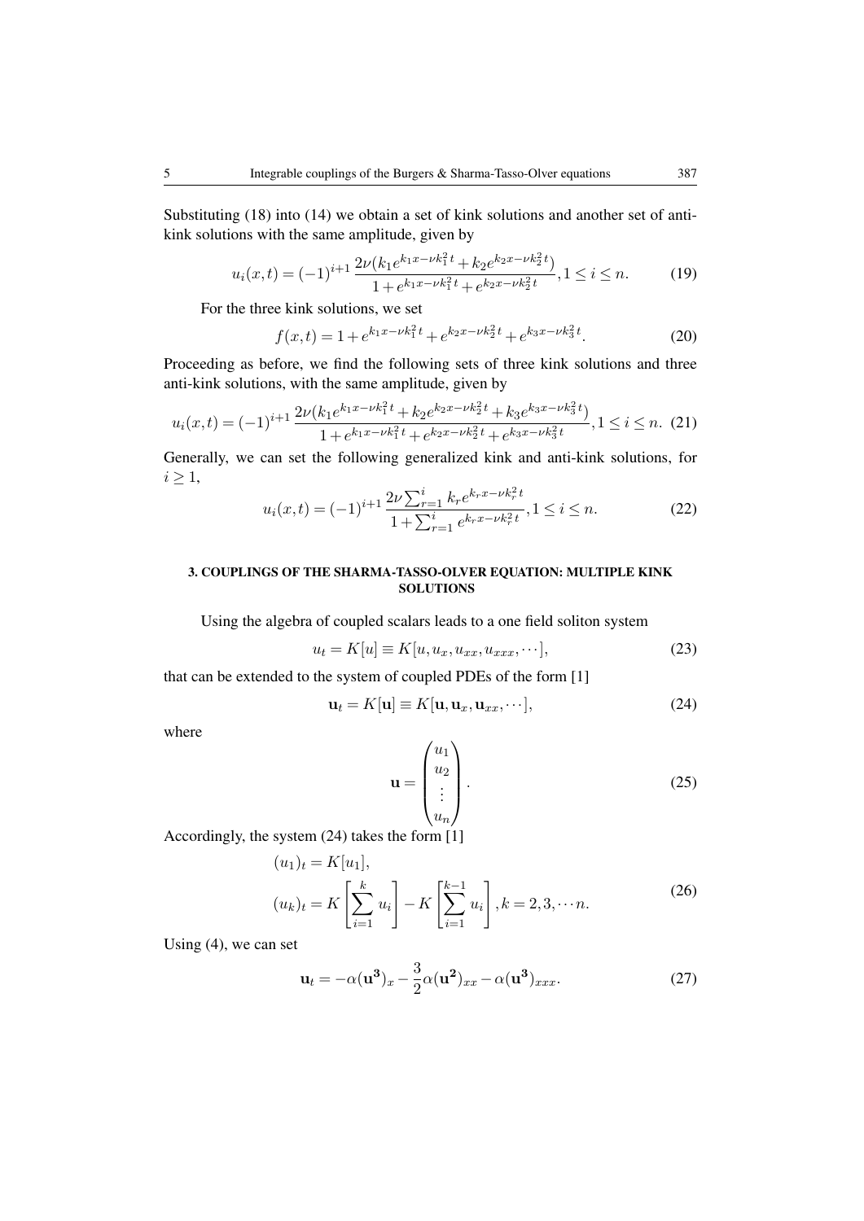Substituting (18) into (14) we obtain a set of kink solutions and another set of anti-kink solutions with the same amplitude, given by

$$u_i(x,t) = (-1)^{i+1}\frac{2\nu(k_1 e^{k_1 x-\nu k_1^2 t}+k_2 e^{k_2 x-\nu k_2^2 t})}{1+e^{k_1 x-\nu k_1^2 t}+e^{k_2 x-\nu k_2^2 t}}, 1\le i\le n. \tag{19}$$

For the three kink solutions, we set

$$f(x,t) = 1+e^{k_1 x-\nu k_1^2 t}+e^{k_2 x-\nu k_2^2 t}+e^{k_3 x-\nu k_3^2 t}. \tag{20}$$

Proceeding as before, we find the following sets of three kink solutions and three anti-kink solutions, with the same amplitude, given by

$$u_i(x,t) = (-1)^{i+1}\frac{2\nu(k_1 e^{k_1 x-\nu k_1^2 t}+k_2 e^{k_2 x-\nu k_2^2 t}+k_3 e^{k_3 x-\nu k_3^2 t})}{1+e^{k_1 x-\nu k_1^2 t}+e^{k_2 x-\nu k_2^2 t}+e^{k_3 x-\nu k_3^2 t}}, 1\le i\le n. \tag{21}$$

Generally, we can set the following generalized kink and anti-kink solutions, for $i \ge 1$,

$$u_i(x,t) = (-1)^{i+1}\frac{2\nu\sum_{r=1}^{i} k_r e^{k_r x-\nu k_r^2 t}}{1+\sum_{r=1}^{i} e^{k_r x-\nu k_r^2 t}}, 1\le i\le n. \tag{22}$$

## 3. COUPLINGS OF THE SHARMA-TASSO-OLVER EQUATION: MULTIPLE KINK SOLUTIONS

Using the algebra of coupled scalars leads to a one field soliton system

$$u_t = K[u] \equiv K[u, u_x, u_{xx}, u_{xxx}, \cdots], \tag{23}$$

that can be extended to the system of coupled PDEs of the form [1]

$$\mathbf{u}_t = K[\mathbf{u}] \equiv K[\mathbf{u}, \mathbf{u}_x, \mathbf{u}_{xx}, \cdots], \tag{24}$$

where

$$\mathbf{u} = \begin{pmatrix} u_1 \\ u_2 \\ \vdots \\ u_n \end{pmatrix}. \tag{25}$$

Accordingly, the system (24) takes the form [1]

$$\begin{aligned} (u_1)_t &= K[u_1], \\ (u_k)_t &= K\left[\sum_{i=1}^{k} u_i\right] - K\left[\sum_{i=1}^{k-1} u_i\right], k = 2, 3, \cdots n. \end{aligned} \tag{26}$$

Using (4), we can set

$$\mathbf{u}_t = -\alpha(\mathbf{u^3})_x - \frac{3}{2}\alpha(\mathbf{u^2})_{xx} - \alpha(\mathbf{u^3})_{xxx}. \tag{27}$$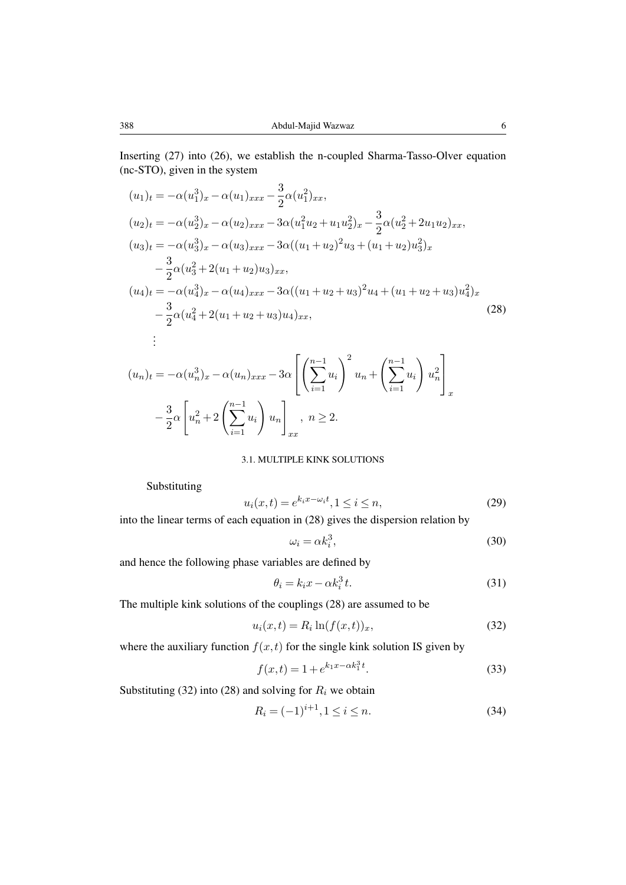Inserting (27) into (26), we establish the n-coupled Sharma-Tasso-Olver equation (nc-STO), given in the system

$$
\begin{aligned}
(u_1)_t &= -\alpha(u_1^3)_x - \alpha(u_1)_{xxx} - \frac{3}{2}\alpha(u_1^2)_{xx},\\
(u_2)_t &= -\alpha(u_2^3)_x - \alpha(u_2)_{xxx} - 3\alpha(u_1^2 u_2 + u_1 u_2^2)_x - \frac{3}{2}\alpha(u_2^2 + 2u_1 u_2)_{xx},\\
(u_3)_t &= -\alpha(u_3^3)_x - \alpha(u_3)_{xxx} - 3\alpha((u_1+u_2)^2 u_3 + (u_1+u_2)u_3^2)_x\\
&\quad - \frac{3}{2}\alpha(u_3^2 + 2(u_1+u_2)u_3)_{xx},\\
(u_4)_t &= -\alpha(u_4^3)_x - \alpha(u_4)_{xxx} - 3\alpha((u_1+u_2+u_3)^2 u_4 + (u_1+u_2+u_3)u_4^2)_x\\
&\quad - \frac{3}{2}\alpha(u_4^2 + 2(u_1+u_2+u_3)u_4)_{xx},\\
&\vdots\\
(u_n)_t &= -\alpha(u_n^3)_x - \alpha(u_n)_{xxx} - 3\alpha\left[\left(\sum_{i=1}^{n-1} u_i\right)^2 u_n + \left(\sum_{i=1}^{n-1} u_i\right) u_n^2\right]_x\\
&\quad - \frac{3}{2}\alpha\left[u_n^2 + 2\left(\sum_{i=1}^{n-1} u_i\right) u_n\right]_{xx},\ n \geq 2.
\end{aligned}
\tag{28}
$$

### 3.1. MULTIPLE KINK SOLUTIONS

Substituting

$$u_i(x,t) = e^{k_i x - \omega_i t}, 1 \leq i \leq n, \tag{29}$$

into the linear terms of each equation in (28) gives the dispersion relation by

$$\omega_i = \alpha k_i^3, \tag{30}$$

and hence the following phase variables are defined by

$$\theta_i = k_i x - \alpha k_i^3 t. \tag{31}$$

The multiple kink solutions of the couplings (28) are assumed to be

$$u_i(x,t) = R_i \ln(f(x,t))_x, \tag{32}$$

where the auxiliary function $f(x,t)$ for the single kink solution IS given by

$$f(x,t) = 1 + e^{k_1 x - \alpha k_1^3 t}. \tag{33}$$

Substituting (32) into (28) and solving for $R_i$ we obtain

$$R_i = (-1)^{i+1}, 1 \leq i \leq n. \tag{34}$$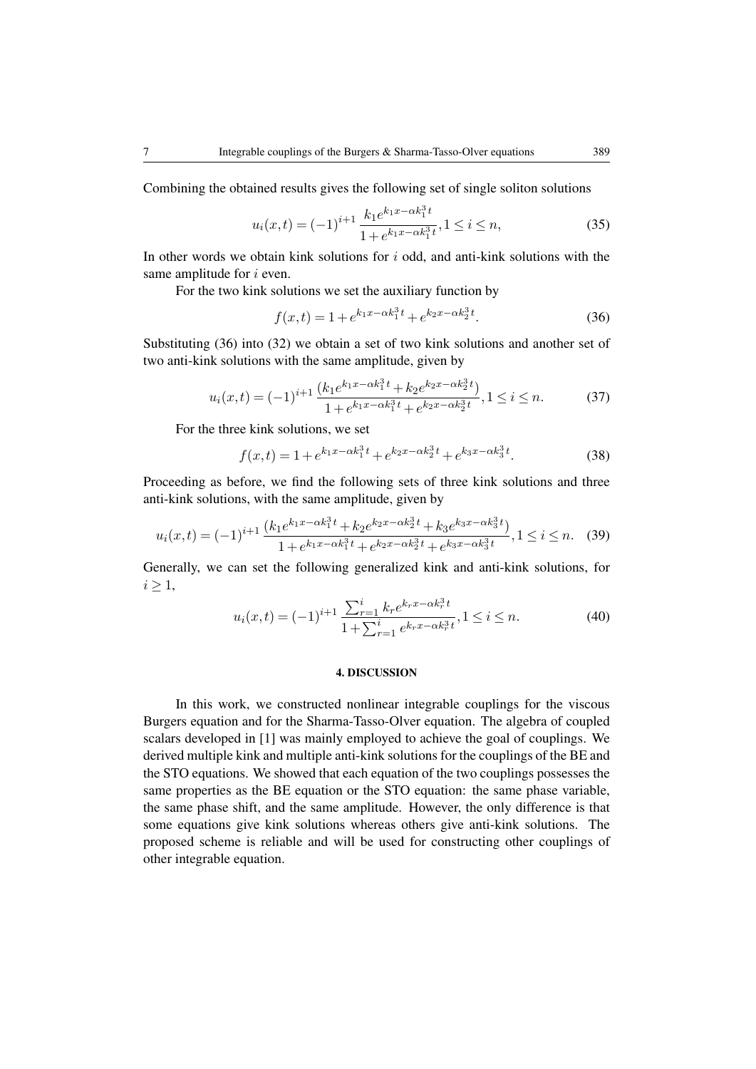Combining the obtained results gives the following set of single soliton solutions

$$u_i(x,t) = (-1)^{i+1} \frac{k_1 e^{k_1 x - \alpha k_1^3 t}}{1 + e^{k_1 x - \alpha k_1^3 t}}, 1 \leq i \leq n, \tag{35}$$

In other words we obtain kink solutions for $i$ odd, and anti-kink solutions with the same amplitude for $i$ even.

For the two kink solutions we set the auxiliary function by

$$f(x,t) = 1 + e^{k_1 x - \alpha k_1^3 t} + e^{k_2 x - \alpha k_2^3 t}. \tag{36}$$

Substituting (36) into (32) we obtain a set of two kink solutions and another set of two anti-kink solutions with the same amplitude, given by

$$u_i(x,t) = (-1)^{i+1} \frac{(k_1 e^{k_1 x - \alpha k_1^3 t} + k_2 e^{k_2 x - \alpha k_2^3 t})}{1 + e^{k_1 x - \alpha k_1^3 t} + e^{k_2 x - \alpha k_2^3 t}}, 1 \leq i \leq n. \tag{37}$$

For the three kink solutions, we set

$$f(x,t) = 1 + e^{k_1 x - \alpha k_1^3 t} + e^{k_2 x - \alpha k_2^3 t} + e^{k_3 x - \alpha k_3^3 t}. \tag{38}$$

Proceeding as before, we find the following sets of three kink solutions and three anti-kink solutions, with the same amplitude, given by

$$u_i(x,t) = (-1)^{i+1} \frac{(k_1 e^{k_1 x - \alpha k_1^3 t} + k_2 e^{k_2 x - \alpha k_2^3 t} + k_3 e^{k_3 x - \alpha k_3^3 t})}{1 + e^{k_1 x - \alpha k_1^3 t} + e^{k_2 x - \alpha k_2^3 t} + e^{k_3 x - \alpha k_3^3 t}}, 1 \leq i \leq n. \tag{39}$$

Generally, we can set the following generalized kink and anti-kink solutions, for $i \geq 1$,

$$u_i(x,t) = (-1)^{i+1} \frac{\sum_{r=1}^{i} k_r e^{k_r x - \alpha k_r^3 t}}{1 + \sum_{r=1}^{i} e^{k_r x - \alpha k_r^3 t}}, 1 \leq i \leq n. \tag{40}$$

## 4. DISCUSSION

In this work, we constructed nonlinear integrable couplings for the viscous Burgers equation and for the Sharma-Tasso-Olver equation. The algebra of coupled scalars developed in [1] was mainly employed to achieve the goal of couplings. We derived multiple kink and multiple anti-kink solutions for the couplings of the BE and the STO equations. We showed that each equation of the two couplings possesses the same properties as the BE equation or the STO equation: the same phase variable, the same phase shift, and the same amplitude. However, the only difference is that some equations give kink solutions whereas others give anti-kink solutions. The proposed scheme is reliable and will be used for constructing other couplings of other integrable equation.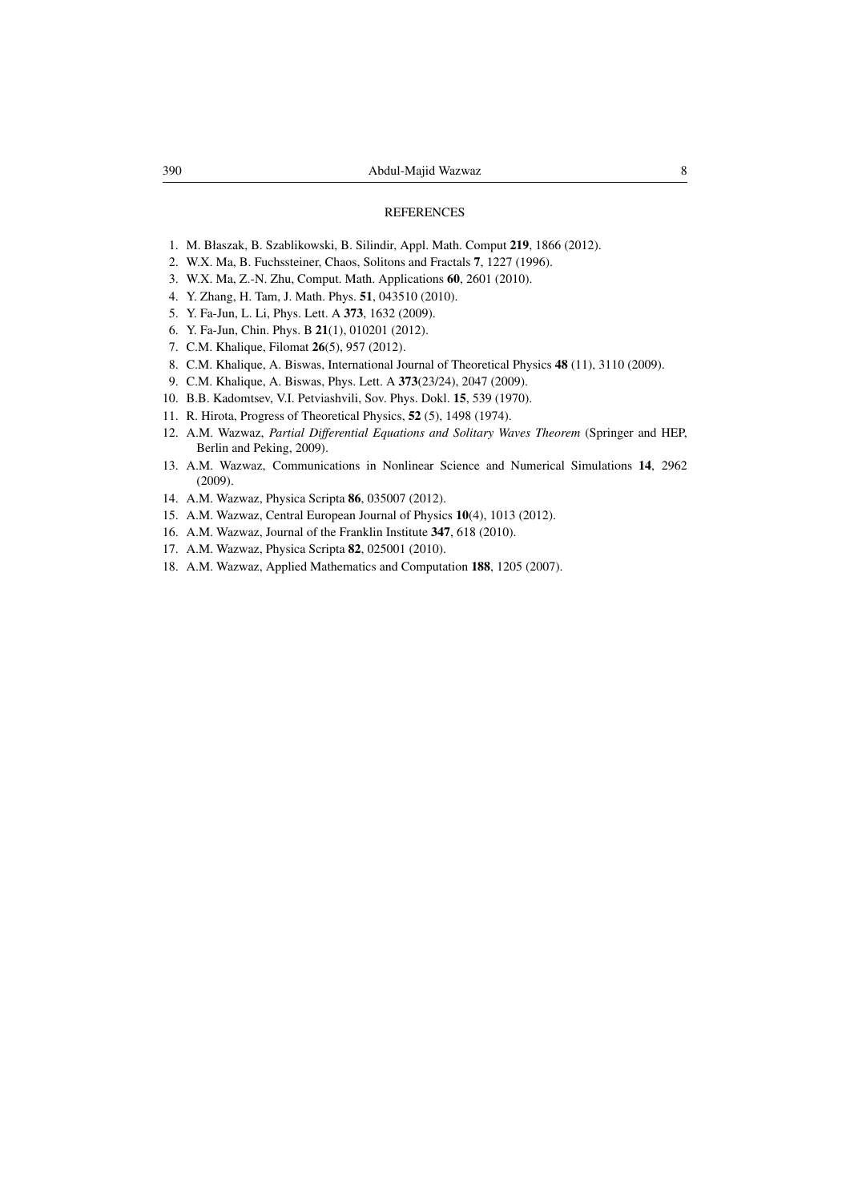## REFERENCES

1. M. Błaszak, B. Szablikowski, B. Silindir, Appl. Math. Comput **219**, 1866 (2012).
2. W.X. Ma, B. Fuchssteiner, Chaos, Solitons and Fractals **7**, 1227 (1996).
3. W.X. Ma, Z.-N. Zhu, Comput. Math. Applications **60**, 2601 (2010).
4. Y. Zhang, H. Tam, J. Math. Phys. **51**, 043510 (2010).
5. Y. Fa-Jun, L. Li, Phys. Lett. A **373**, 1632 (2009).
6. Y. Fa-Jun, Chin. Phys. B **21**(1), 010201 (2012).
7. C.M. Khalique, Filomat **26**(5), 957 (2012).
8. C.M. Khalique, A. Biswas, International Journal of Theoretical Physics **48** (11), 3110 (2009).
9. C.M. Khalique, A. Biswas, Phys. Lett. A **373**(23/24), 2047 (2009).
10. B.B. Kadomtsev, V.I. Petviashvili, Sov. Phys. Dokl. **15**, 539 (1970).
11. R. Hirota, Progress of Theoretical Physics, **52** (5), 1498 (1974).
12. A.M. Wazwaz, *Partial Differential Equations and Solitary Waves Theorem* (Springer and HEP, Berlin and Peking, 2009).
13. A.M. Wazwaz, Communications in Nonlinear Science and Numerical Simulations **14**, 2962 (2009).
14. A.M. Wazwaz, Physica Scripta **86**, 035007 (2012).
15. A.M. Wazwaz, Central European Journal of Physics **10**(4), 1013 (2012).
16. A.M. Wazwaz, Journal of the Franklin Institute **347**, 618 (2010).
17. A.M. Wazwaz, Physica Scripta **82**, 025001 (2010).
18. A.M. Wazwaz, Applied Mathematics and Computation **188**, 1205 (2007).